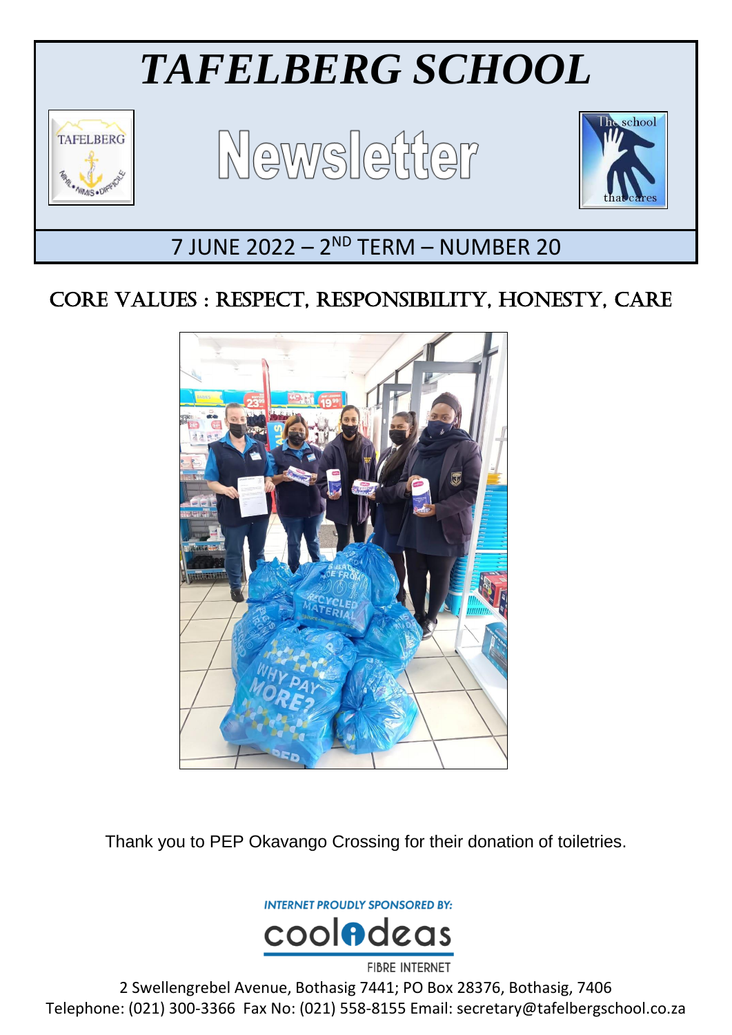# *TAFELBERG SCHOOL*

# Newsletter

7 JUNE 2022 – 2ND TERM – NUMBER 20

## CORE VALUES : RESPECT, RESPONSIBILITY, HONESTY, CARE

Thank you to PEP Okavango Crossing for their donation of toiletries.

INTERNET PROUDLY SPONSORED BY: coolideas FIBRE INTERNET

2 Swellengrebel Avenue, Bothasig 7441; PO Box 28376, Bothasig, 7406
Telephone: (021) 300-3366 Fax No: (021) 558-8155 Email: secretary@tafelbergschool.co.za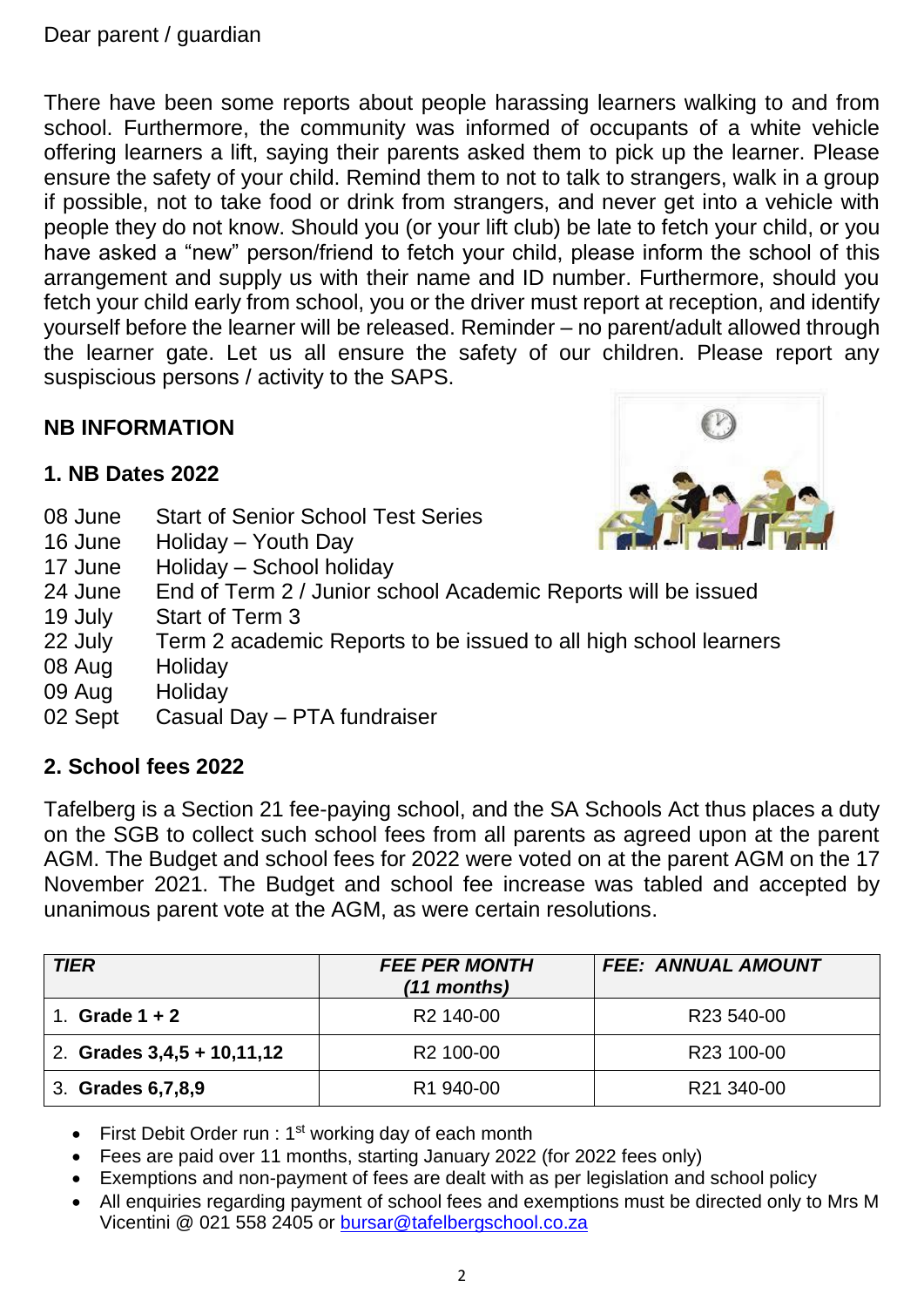Dear parent / guardian

There have been some reports about people harassing learners walking to and from school. Furthermore, the community was informed of occupants of a white vehicle offering learners a lift, saying their parents asked them to pick up the learner. Please ensure the safety of your child. Remind them to not to talk to strangers, walk in a group if possible, not to take food or drink from strangers, and never get into a vehicle with people they do not know. Should you (or your lift club) be late to fetch your child, or you have asked a "new" person/friend to fetch your child, please inform the school of this arrangement and supply us with their name and ID number. Furthermore, should you fetch your child early from school, you or the driver must report at reception, and identify yourself before the learner will be released. Reminder – no parent/adult allowed through the learner gate. Let us all ensure the safety of our children. Please report any suspiscious persons / activity to the SAPS.

## NB INFORMATION

### 1. NB Dates 2022

| | |
|---|---|
| 08 June | Start of Senior School Test Series |
| 16 June | Holiday – Youth Day |
| 17 June | Holiday – School holiday |
| 24 June | End of Term 2 / Junior school Academic Reports will be issued |
| 19 July | Start of Term 3 |
| 22 July | Term 2 academic Reports to be issued to all high school learners |
| 08 Aug | Holiday |
| 09 Aug | Holiday |
| 02 Sept | Casual Day – PTA fundraiser |

### 2. School fees 2022

Tafelberg is a Section 21 fee-paying school, and the SA Schools Act thus places a duty on the SGB to collect such school fees from all parents as agreed upon at the parent AGM. The Budget and school fees for 2022 were voted on at the parent AGM on the 17 November 2021. The Budget and school fee increase was tabled and accepted by unanimous parent vote at the AGM, as were certain resolutions.

| *TIER* | *FEE PER MONTH (11 months)* | *FEE: ANNUAL AMOUNT* |
|---|---|---|
| 1. **Grade 1 + 2** | R2 140-00 | R23 540-00 |
| 2. **Grades 3,4,5 + 10,11,12** | R2 100-00 | R23 100-00 |
| 3. **Grades 6,7,8,9** | R1 940-00 | R21 340-00 |

- First Debit Order run : 1st working day of each month
- Fees are paid over 11 months, starting January 2022 (for 2022 fees only)
- Exemptions and non-payment of fees are dealt with as per legislation and school policy
- All enquiries regarding payment of school fees and exemptions must be directed only to Mrs M Vicentini @ 021 558 2405 or bursar@tafelbergschool.co.za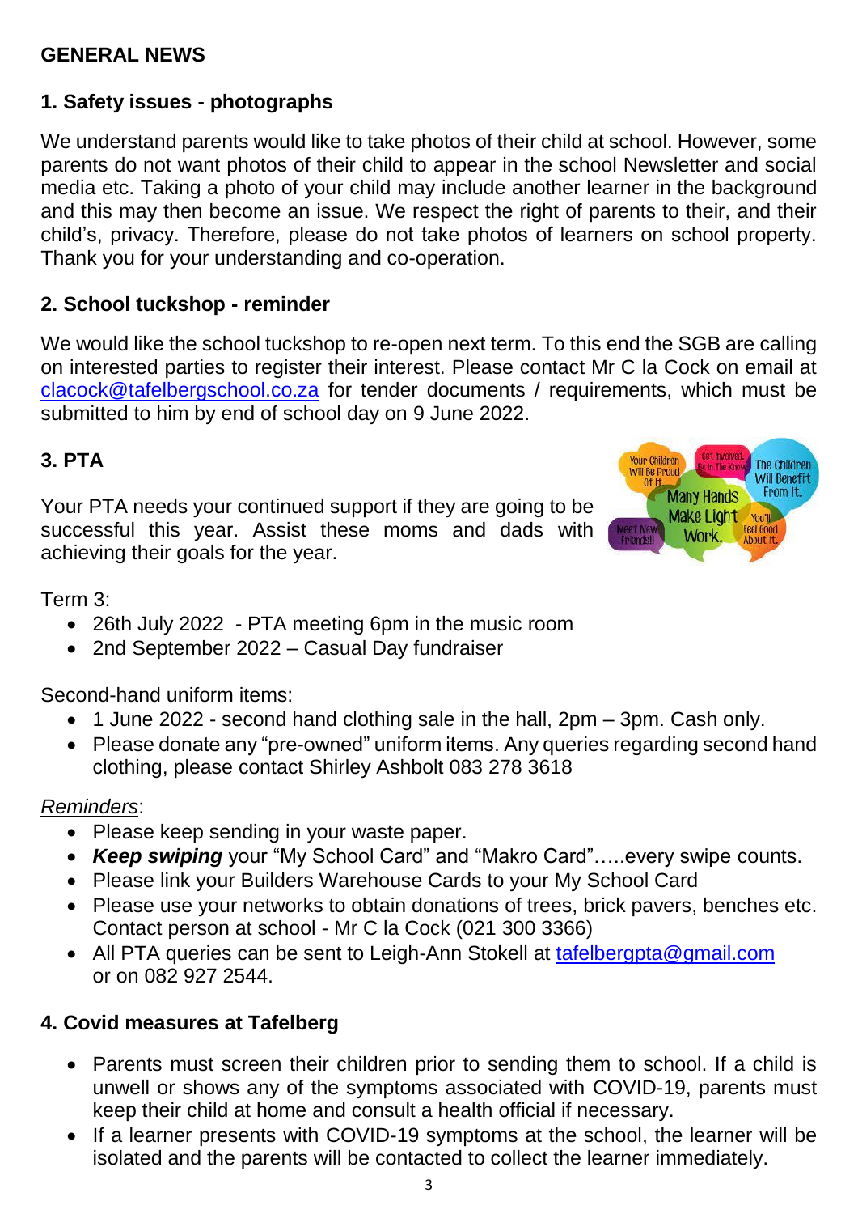## GENERAL NEWS

### 1. Safety issues - photographs

We understand parents would like to take photos of their child at school. However, some parents do not want photos of their child to appear in the school Newsletter and social media etc. Taking a photo of your child may include another learner in the background and this may then become an issue. We respect the right of parents to their, and their child's, privacy. Therefore, please do not take photos of learners on school property. Thank you for your understanding and co-operation.

### 2. School tuckshop - reminder

We would like the school tuckshop to re-open next term. To this end the SGB are calling on interested parties to register their interest. Please contact Mr C la Cock on email at clacock@tafelbergschool.co.za for tender documents / requirements, which must be submitted to him by end of school day on 9 June 2022.

### 3. PTA

Your PTA needs your continued support if they are going to be successful this year. Assist these moms and dads with achieving their goals for the year.

Term 3:

- 26th July 2022 - PTA meeting 6pm in the music room
- 2nd September 2022 – Casual Day fundraiser

Second-hand uniform items:

- 1 June 2022 - second hand clothing sale in the hall, 2pm – 3pm. Cash only.
- Please donate any "pre-owned" uniform items. Any queries regarding second hand clothing, please contact Shirley Ashbolt 083 278 3618

*Reminders*:

- Please keep sending in your waste paper.
- ***Keep swiping*** your "My School Card" and "Makro Card"…..every swipe counts.
- Please link your Builders Warehouse Cards to your My School Card
- Please use your networks to obtain donations of trees, brick pavers, benches etc. Contact person at school - Mr C la Cock (021 300 3366)
- All PTA queries can be sent to Leigh-Ann Stokell at tafelbergpta@gmail.com or on 082 927 2544.

### 4. Covid measures at Tafelberg

- Parents must screen their children prior to sending them to school. If a child is unwell or shows any of the symptoms associated with COVID-19, parents must keep their child at home and consult a health official if necessary.
- If a learner presents with COVID-19 symptoms at the school, the learner will be isolated and the parents will be contacted to collect the learner immediately.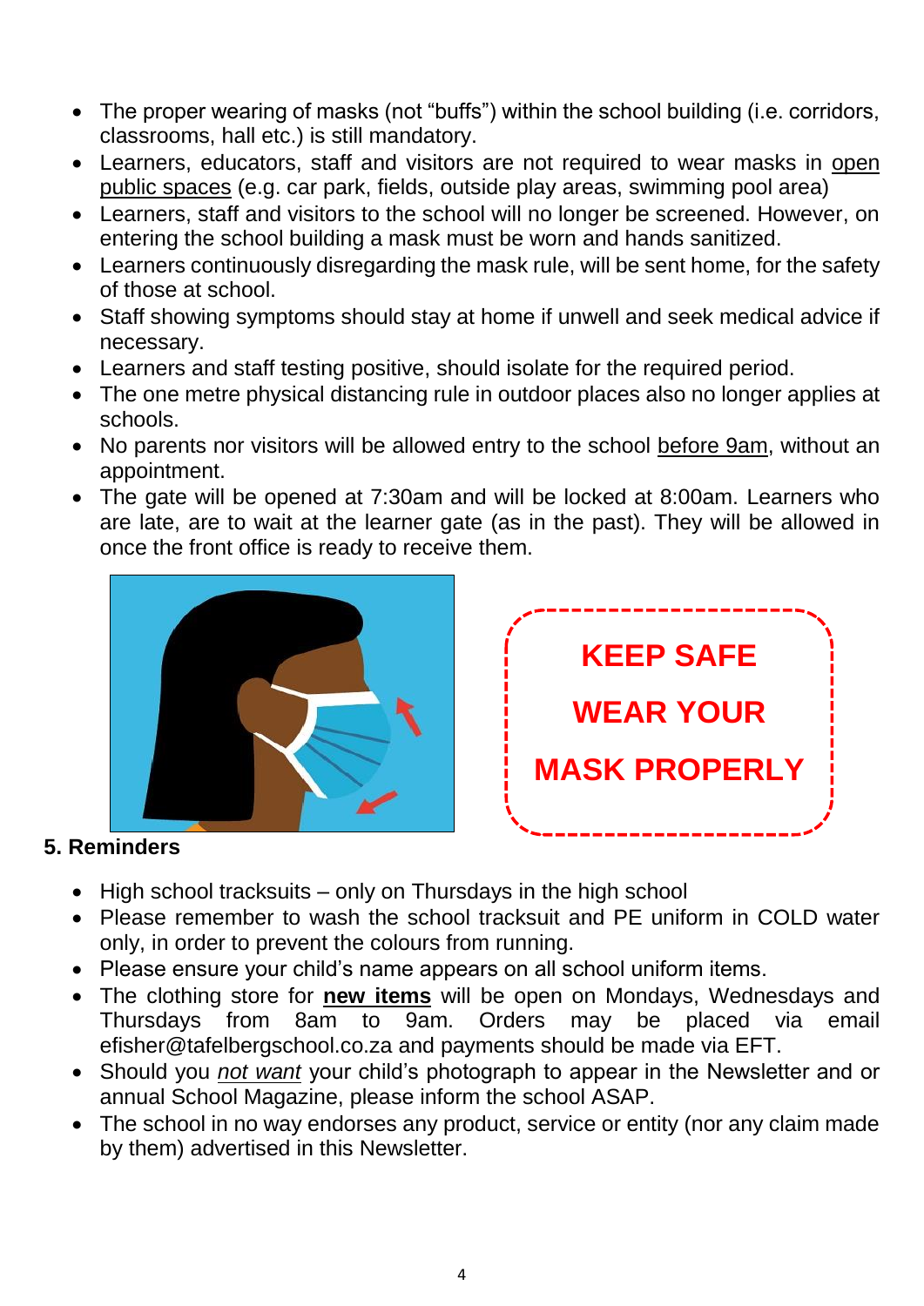- The proper wearing of masks (not "buffs") within the school building (i.e. corridors, classrooms, hall etc.) is still mandatory.
- Learners, educators, staff and visitors are not required to wear masks in <u>open public spaces</u> (e.g. car park, fields, outside play areas, swimming pool area)
- Learners, staff and visitors to the school will no longer be screened. However, on entering the school building a mask must be worn and hands sanitized.
- Learners continuously disregarding the mask rule, will be sent home, for the safety of those at school.
- Staff showing symptoms should stay at home if unwell and seek medical advice if necessary.
- Learners and staff testing positive, should isolate for the required period.
- The one metre physical distancing rule in outdoor places also no longer applies at schools.
- No parents nor visitors will be allowed entry to the school <u>before 9am</u>, without an appointment.
- The gate will be opened at 7:30am and will be locked at 8:00am. Learners who are late, are to wait at the learner gate (as in the past). They will be allowed in once the front office is ready to receive them.

**KEEP SAFE**

**WEAR YOUR**

**MASK PROPERLY**

## 5. Reminders

- High school tracksuits – only on Thursdays in the high school
- Please remember to wash the school tracksuit and PE uniform in COLD water only, in order to prevent the colours from running.
- Please ensure your child's name appears on all school uniform items.
- The clothing store for **<u>new items</u>** will be open on Mondays, Wednesdays and Thursdays from 8am to 9am. Orders may be placed via email efisher@tafelbergschool.co.za and payments should be made via EFT.
- Should you *<u>not want</u>* your child's photograph to appear in the Newsletter and or annual School Magazine, please inform the school ASAP.
- The school in no way endorses any product, service or entity (nor any claim made by them) advertised in this Newsletter.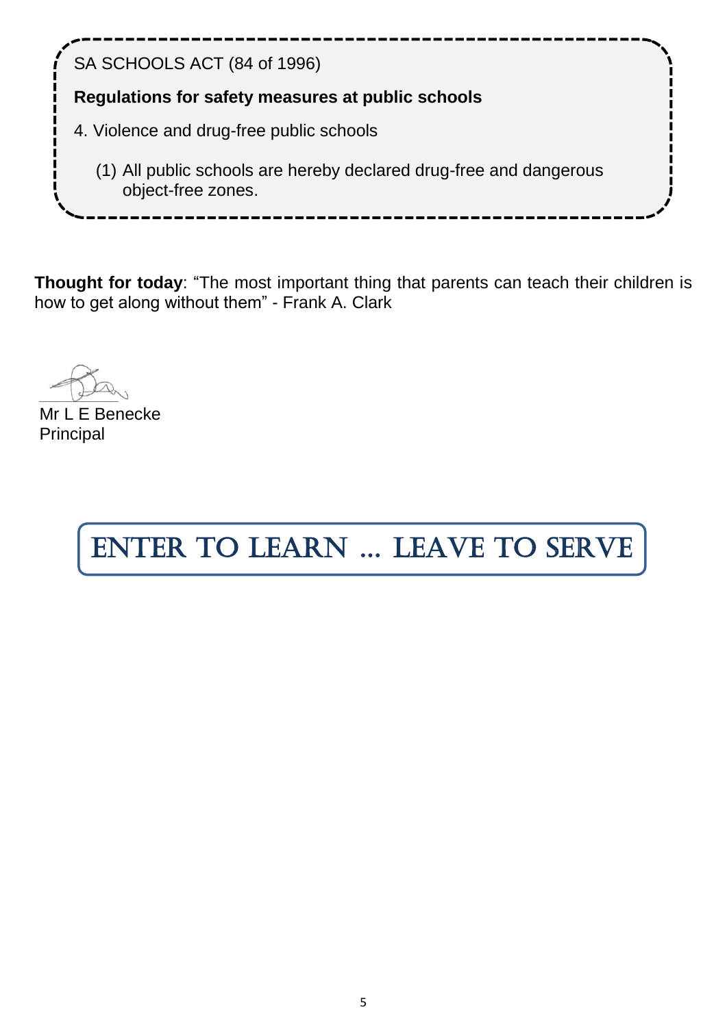SA SCHOOLS ACT (84 of 1996)

**Regulations for safety measures at public schools**

4. Violence and drug-free public schools

   (1) All public schools are hereby declared drug-free and dangerous object-free zones.

**Thought for today**: “The most important thing that parents can teach their children is how to get along without them” - Frank A. Clark

Mr L E Benecke
Principal

ENTER TO LEARN … LEAVE TO SERVE